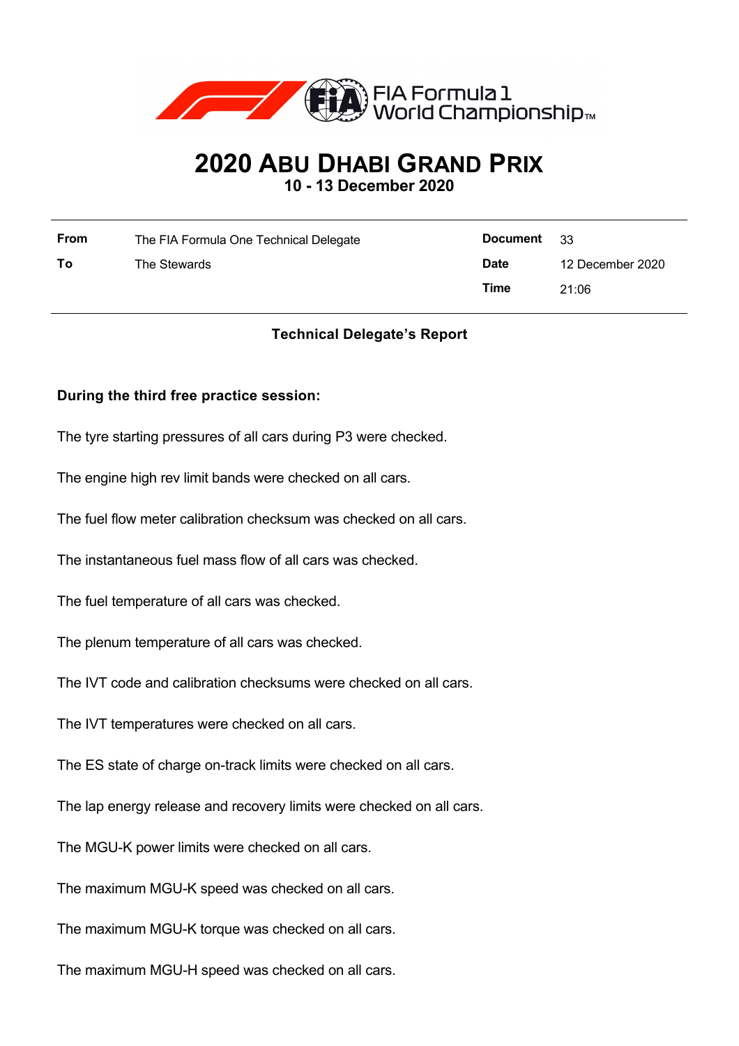# 2020 ABU DHABI GRAND PRIX

**10 - 13 December 2020**

| | | | |
|---|---|---|---|
| **From** | The FIA Formula One Technical Delegate | **Document** | 33 |
| **To** | The Stewards | **Date** | 12 December 2020 |
| | | **Time** | 21:06 |

**Technical Delegate's Report**

**During the third free practice session:**

The tyre starting pressures of all cars during P3 were checked.

The engine high rev limit bands were checked on all cars.

The fuel flow meter calibration checksum was checked on all cars.

The instantaneous fuel mass flow of all cars was checked.

The fuel temperature of all cars was checked.

The plenum temperature of all cars was checked.

The IVT code and calibration checksums were checked on all cars.

The IVT temperatures were checked on all cars.

The ES state of charge on-track limits were checked on all cars.

The lap energy release and recovery limits were checked on all cars.

The MGU-K power limits were checked on all cars.

The maximum MGU-K speed was checked on all cars.

The maximum MGU-K torque was checked on all cars.

The maximum MGU-H speed was checked on all cars.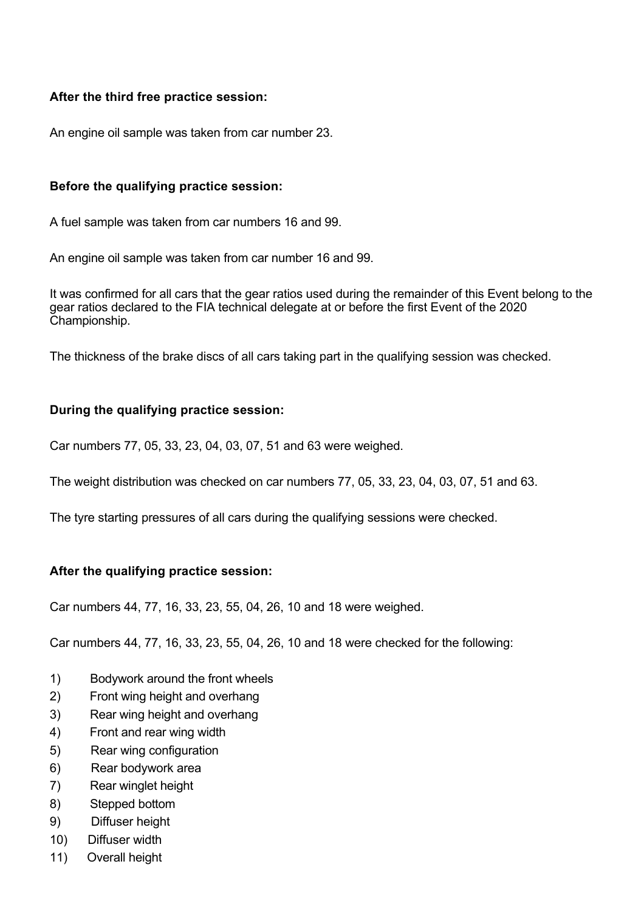**After the third free practice session:**

An engine oil sample was taken from car number 23.

**Before the qualifying practice session:**

A fuel sample was taken from car numbers 16 and 99.

An engine oil sample was taken from car number 16 and 99.

It was confirmed for all cars that the gear ratios used during the remainder of this Event belong to the gear ratios declared to the FIA technical delegate at or before the first Event of the 2020 Championship.

The thickness of the brake discs of all cars taking part in the qualifying session was checked.

**During the qualifying practice session:**

Car numbers 77, 05, 33, 23, 04, 03, 07, 51 and 63 were weighed.

The weight distribution was checked on car numbers 77, 05, 33, 23, 04, 03, 07, 51 and 63.

The tyre starting pressures of all cars during the qualifying sessions were checked.

**After the qualifying practice session:**

Car numbers 44, 77, 16, 33, 23, 55, 04, 26, 10 and 18 were weighed.

Car numbers 44, 77, 16, 33, 23, 55, 04, 26, 10 and 18 were checked for the following:

1) Bodywork around the front wheels
2) Front wing height and overhang
3) Rear wing height and overhang
4) Front and rear wing width
5) Rear wing configuration
6) Rear bodywork area
7) Rear winglet height
8) Stepped bottom
9) Diffuser height
10) Diffuser width
11) Overall height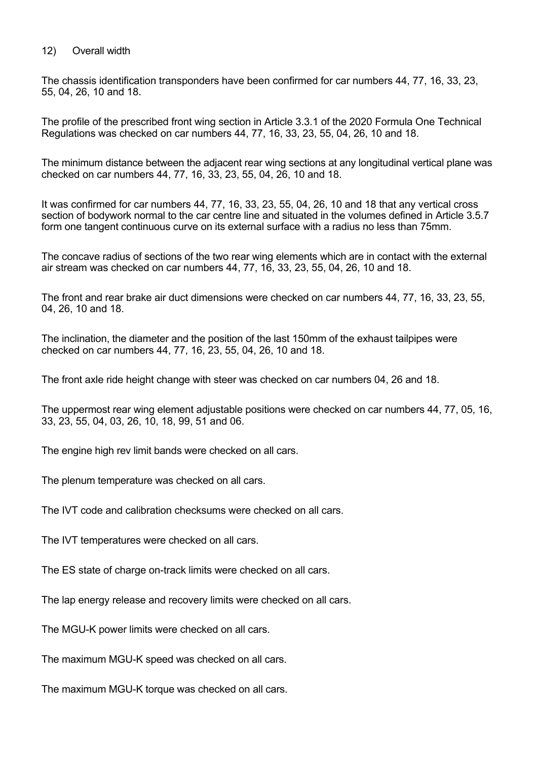12) Overall width

The chassis identification transponders have been confirmed for car numbers 44, 77, 16, 33, 23, 55, 04, 26, 10 and 18.

The profile of the prescribed front wing section in Article 3.3.1 of the 2020 Formula One Technical Regulations was checked on car numbers 44, 77, 16, 33, 23, 55, 04, 26, 10 and 18.

The minimum distance between the adjacent rear wing sections at any longitudinal vertical plane was checked on car numbers 44, 77, 16, 33, 23, 55, 04, 26, 10 and 18.

It was confirmed for car numbers 44, 77, 16, 33, 23, 55, 04, 26, 10 and 18 that any vertical cross section of bodywork normal to the car centre line and situated in the volumes defined in Article 3.5.7 form one tangent continuous curve on its external surface with a radius no less than 75mm.

The concave radius of sections of the two rear wing elements which are in contact with the external air stream was checked on car numbers 44, 77, 16, 33, 23, 55, 04, 26, 10 and 18.

The front and rear brake air duct dimensions were checked on car numbers 44, 77, 16, 33, 23, 55, 04, 26, 10 and 18.

The inclination, the diameter and the position of the last 150mm of the exhaust tailpipes were checked on car numbers 44, 77, 16, 23, 55, 04, 26, 10 and 18.

The front axle ride height change with steer was checked on car numbers 04, 26 and 18.

The uppermost rear wing element adjustable positions were checked on car numbers 44, 77, 05, 16, 33, 23, 55, 04, 03, 26, 10, 18, 99, 51 and 06.

The engine high rev limit bands were checked on all cars.

The plenum temperature was checked on all cars.

The IVT code and calibration checksums were checked on all cars.

The IVT temperatures were checked on all cars.

The ES state of charge on-track limits were checked on all cars.

The lap energy release and recovery limits were checked on all cars.

The MGU-K power limits were checked on all cars.

The maximum MGU-K speed was checked on all cars.

The maximum MGU-K torque was checked on all cars.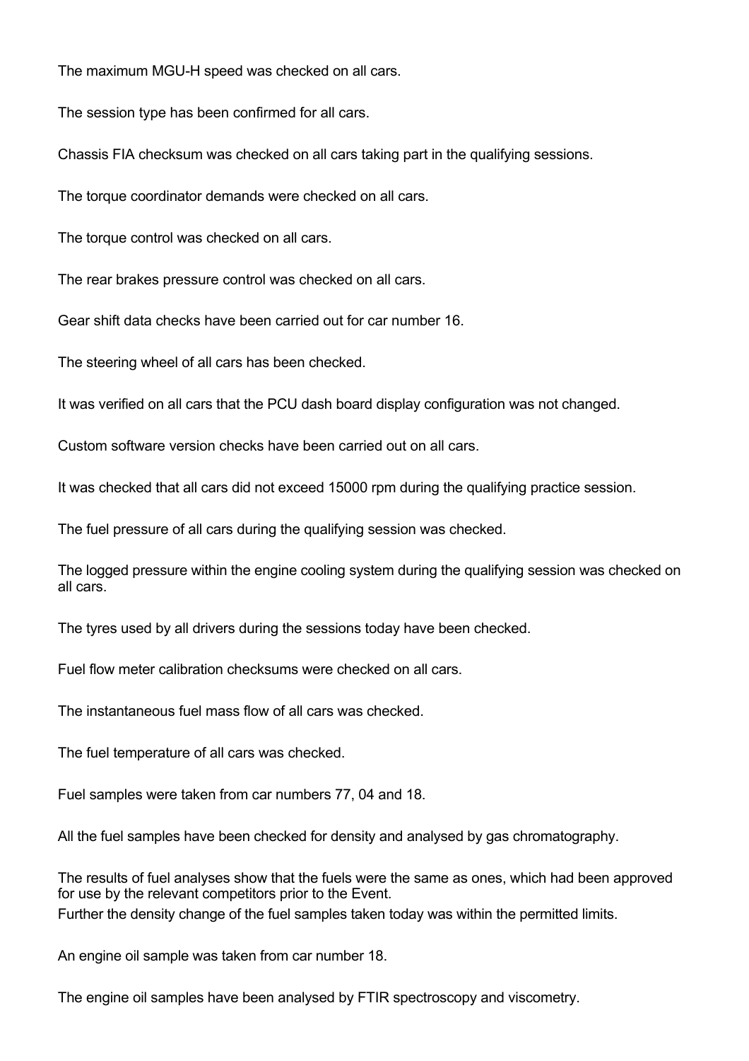The maximum MGU-H speed was checked on all cars.

The session type has been confirmed for all cars.

Chassis FIA checksum was checked on all cars taking part in the qualifying sessions.

The torque coordinator demands were checked on all cars.

The torque control was checked on all cars.

The rear brakes pressure control was checked on all cars.

Gear shift data checks have been carried out for car number 16.

The steering wheel of all cars has been checked.

It was verified on all cars that the PCU dash board display configuration was not changed.

Custom software version checks have been carried out on all cars.

It was checked that all cars did not exceed 15000 rpm during the qualifying practice session.

The fuel pressure of all cars during the qualifying session was checked.

The logged pressure within the engine cooling system during the qualifying session was checked on all cars.

The tyres used by all drivers during the sessions today have been checked.

Fuel flow meter calibration checksums were checked on all cars.

The instantaneous fuel mass flow of all cars was checked.

The fuel temperature of all cars was checked.

Fuel samples were taken from car numbers 77, 04 and 18.

All the fuel samples have been checked for density and analysed by gas chromatography.

The results of fuel analyses show that the fuels were the same as ones, which had been approved for use by the relevant competitors prior to the Event.
Further the density change of the fuel samples taken today was within the permitted limits.

An engine oil sample was taken from car number 18.

The engine oil samples have been analysed by FTIR spectroscopy and viscometry.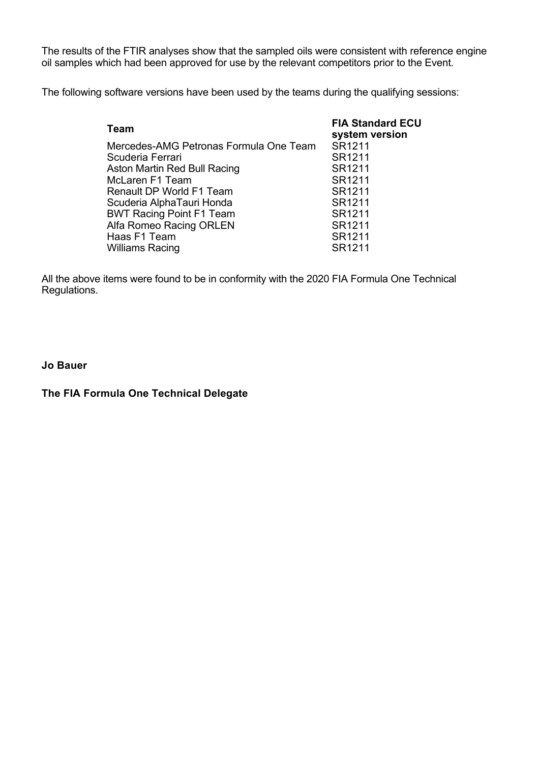The results of the FTIR analyses show that the sampled oils were consistent with reference engine oil samples which had been approved for use by the relevant competitors prior to the Event.

The following software versions have been used by the teams during the qualifying sessions:

| Team | FIA Standard ECU system version |
|---|---|
| Mercedes-AMG Petronas Formula One Team | SR1211 |
| Scuderia Ferrari | SR1211 |
| Aston Martin Red Bull Racing | SR1211 |
| McLaren F1 Team | SR1211 |
| Renault DP World F1 Team | SR1211 |
| Scuderia AlphaTauri Honda | SR1211 |
| BWT Racing Point F1 Team | SR1211 |
| Alfa Romeo Racing ORLEN | SR1211 |
| Haas F1 Team | SR1211 |
| Williams Racing | SR1211 |

All the above items were found to be in conformity with the 2020 FIA Formula One Technical Regulations.

**Jo Bauer**

**The FIA Formula One Technical Delegate**